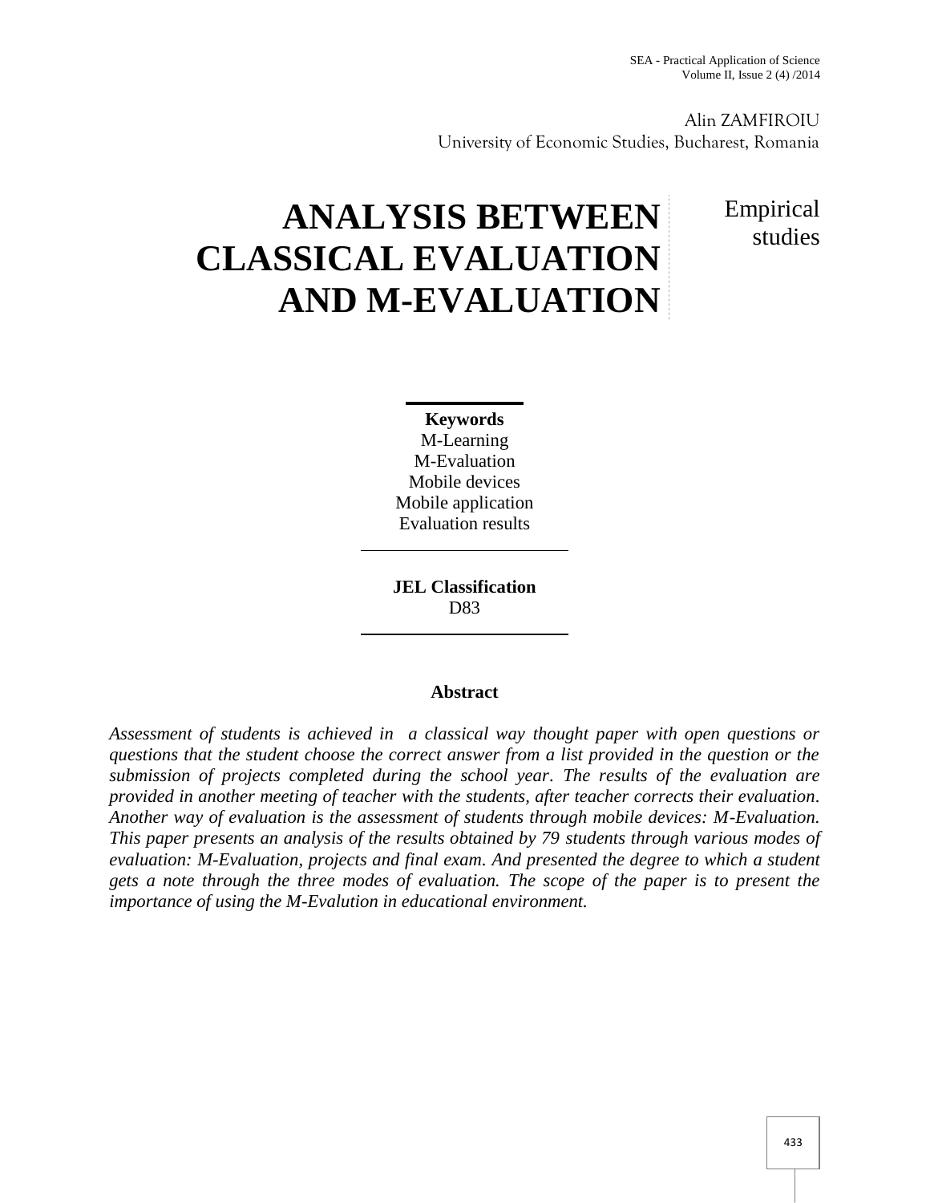Alin ZAMFIROIU
University of Economic Studies, Bucharest, Romania

# ANALYSIS BETWEEN CLASSICAL EVALUATION AND M-EVALUATION

Empirical studies

**Keywords**
M-Learning
M-Evaluation
Mobile devices
Mobile application
Evaluation results

**JEL Classification**
D83

**Abstract**

*Assessment of students is achieved in a classical way thought paper with open questions or questions that the student choose the correct answer from a list provided in the question or the submission of projects completed during the school year. The results of the evaluation are provided in another meeting of teacher with the students, after teacher corrects their evaluation. Another way of evaluation is the assessment of students through mobile devices: M-Evaluation. This paper presents an analysis of the results obtained by 79 students through various modes of evaluation: M-Evaluation, projects and final exam. And presented the degree to which a student gets a note through the three modes of evaluation. The scope of the paper is to present the importance of using the M-Evalution in educational environment.*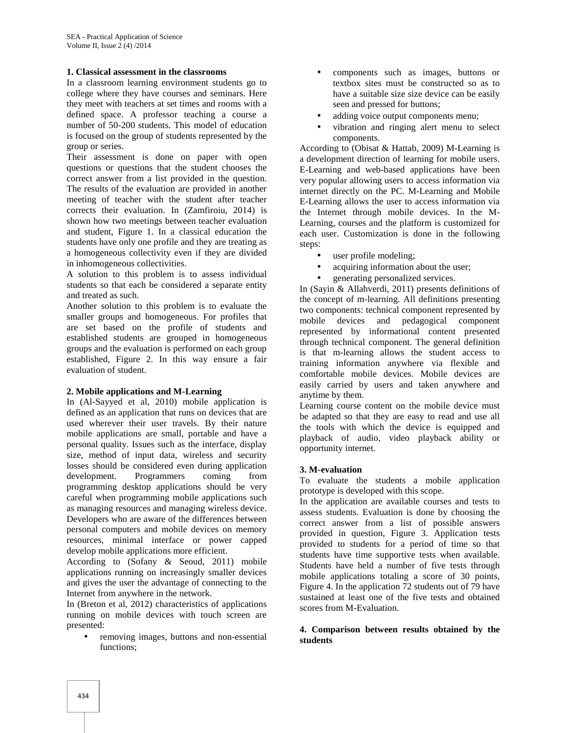## 1. Classical assessment in the classrooms

In a classroom learning environment students go to college where they have courses and seminars. Here they meet with teachers at set times and rooms with a defined space. A professor teaching a course a number of 50-200 students. This model of education is focused on the group of students represented by the group or series.

Their assessment is done on paper with open questions or questions that the student chooses the correct answer from a list provided in the question. The results of the evaluation are provided in another meeting of teacher with the student after teacher corrects their evaluation. In (Zamfiroiu, 2014) is shown how two meetings between teacher evaluation and student, Figure 1. In a classical education the students have only one profile and they are treating as a homogeneous collectivity even if they are divided in inhomogeneous collectivities.

A solution to this problem is to assess individual students so that each be considered a separate entity and treated as such.

Another solution to this problem is to evaluate the smaller groups and homogeneous. For profiles that are set based on the profile of students and established students are grouped in homogeneous groups and the evaluation is performed on each group established, Figure 2. In this way ensure a fair evaluation of student.

## 2. Mobile applications and M-Learning

In (Al-Sayyed et al, 2010) mobile application is defined as an application that runs on devices that are used wherever their user travels. By their nature mobile applications are small, portable and have a personal quality. Issues such as the interface, display size, method of input data, wireless and security losses should be considered even during application development. Programmers coming from programming desktop applications should be very careful when programming mobile applications such as managing resources and managing wireless device. Developers who are aware of the differences between personal computers and mobile devices on memory resources, minimal interface or power capped develop mobile applications more efficient.

According to (Sofany & Seoud, 2011) mobile applications running on increasingly smaller devices and gives the user the advantage of connecting to the Internet from anywhere in the network.

In (Breton et al, 2012) characteristics of applications running on mobile devices with touch screen are presented:

- removing images, buttons and non-essential functions;
- components such as images, buttons or textbox sites must be constructed so as to have a suitable size size device can be easily seen and pressed for buttons;
- adding voice output components menu;
- vibration and ringing alert menu to select components.

According to (Obisat & Hattab, 2009) M-Learning is a development direction of learning for mobile users. E-Learning and web-based applications have been very popular allowing users to access information via internet directly on the PC. M-Learning and Mobile E-Learning allows the user to access information via the Internet through mobile devices. In the M-Learning, courses and the platform is customized for each user. Customization is done in the following steps:

- user profile modeling;
- acquiring information about the user;
- generating personalized services.

In (Sayin & Allahverdi, 2011) presents definitions of the concept of m-learning. All definitions presenting two components: technical component represented by mobile devices and pedagogical component represented by informational content presented through technical component. The general definition is that m-learning allows the student access to training information anywhere via flexible and comfortable mobile devices. Mobile devices are easily carried by users and taken anywhere and anytime by them.

Learning course content on the mobile device must be adapted so that they are easy to read and use all the tools with which the device is equipped and playback of audio, video playback ability or opportunity internet.

## 3. M-evaluation

To evaluate the students a mobile application prototype is developed with this scope.

In the application are available courses and tests to assess students. Evaluation is done by choosing the correct answer from a list of possible answers provided in question, Figure 3. Application tests provided to students for a period of time so that students have time supportive tests when available. Students have held a number of five tests through mobile applications totaling a score of 30 points, Figure 4. In the application 72 students out of 79 have sustained at least one of the five tests and obtained scores from M-Evaluation.

## 4. Comparison between results obtained by the students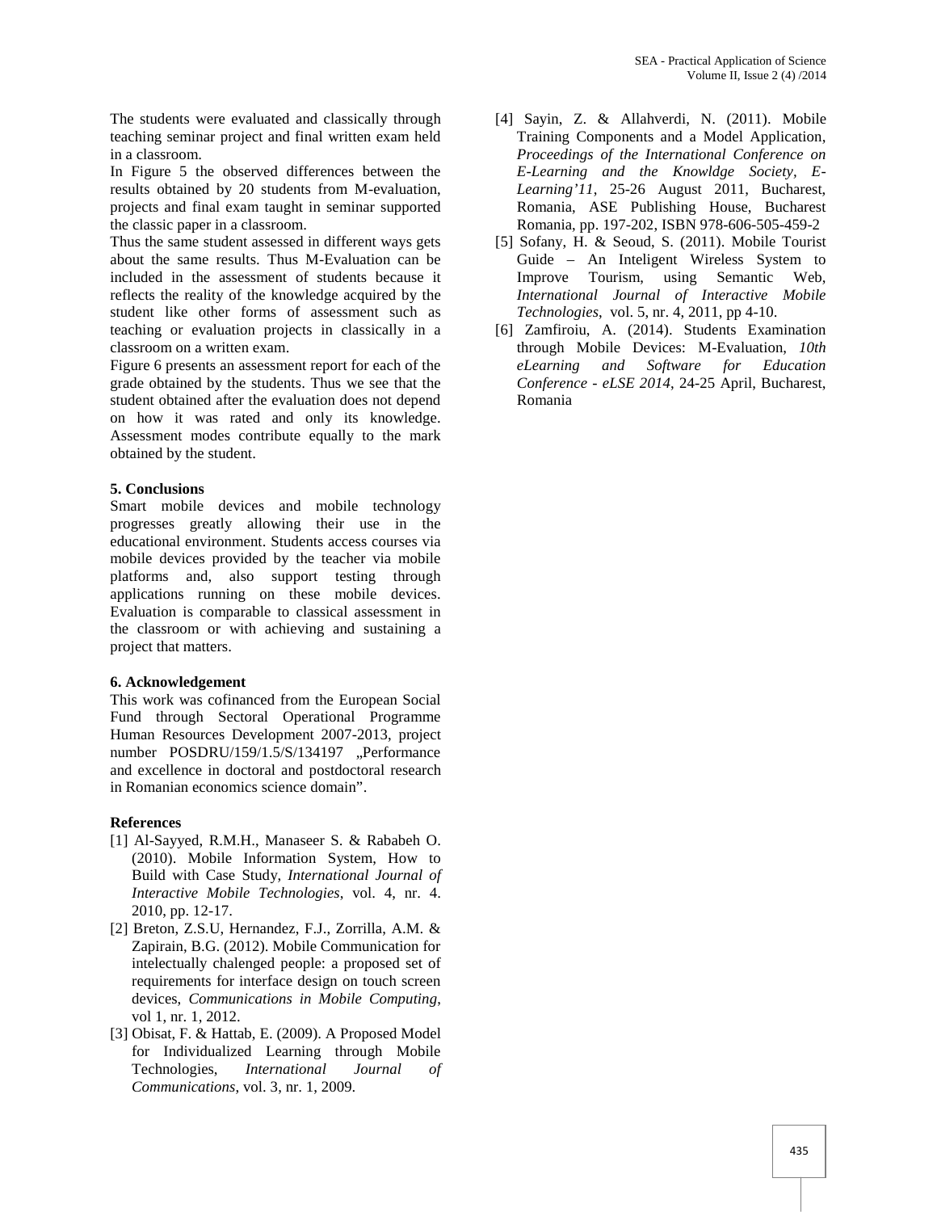The students were evaluated and classically through teaching seminar project and final written exam held in a classroom.

In Figure 5 the observed differences between the results obtained by 20 students from M-evaluation, projects and final exam taught in seminar supported the classic paper in a classroom.

Thus the same student assessed in different ways gets about the same results. Thus M-Evaluation can be included in the assessment of students because it reflects the reality of the knowledge acquired by the student like other forms of assessment such as teaching or evaluation projects in classically in a classroom on a written exam.

Figure 6 presents an assessment report for each of the grade obtained by the students. Thus we see that the student obtained after the evaluation does not depend on how it was rated and only its knowledge. Assessment modes contribute equally to the mark obtained by the student.

**5. Conclusions**

Smart mobile devices and mobile technology progresses greatly allowing their use in the educational environment. Students access courses via mobile devices provided by the teacher via mobile platforms and, also support testing through applications running on these mobile devices. Evaluation is comparable to classical assessment in the classroom or with achieving and sustaining a project that matters.

**6. Acknowledgement**

This work was cofinanced from the European Social Fund through Sectoral Operational Programme Human Resources Development 2007-2013, project number POSDRU/159/1.5/S/134197 „Performance and excellence in doctoral and postdoctoral research in Romanian economics science domain".

**References**

[1] Al-Sayyed, R.M.H., Manaseer S. & Rababeh O. (2010). Mobile Information System, How to Build with Case Study, *International Journal of Interactive Mobile Technologies*, vol. 4, nr. 4. 2010, pp. 12-17.

[2] Breton, Z.S.U, Hernandez, F.J., Zorrilla, A.M. & Zapirain, B.G. (2012). Mobile Communication for intelectually chalenged people: a proposed set of requirements for interface design on touch screen devices, *Communications in Mobile Computing*, vol 1, nr. 1, 2012.

[3] Obisat, F. & Hattab, E. (2009). A Proposed Model for Individualized Learning through Mobile Technologies, *International Journal of Communications*, vol. 3, nr. 1, 2009.

[4] Sayin, Z. & Allahverdi, N. (2011). Mobile Training Components and a Model Application, *Proceedings of the International Conference on E-Learning and the Knowldge Society, E-Learning'11*, 25-26 August 2011, Bucharest, Romania, ASE Publishing House, Bucharest Romania, pp. 197-202, ISBN 978-606-505-459-2

[5] Sofany, H. & Seoud, S. (2011). Mobile Tourist Guide – An Inteligent Wireless System to Improve Tourism, using Semantic Web, *International Journal of Interactive Mobile Technologies*, vol. 5, nr. 4, 2011, pp 4-10.

[6] Zamfiroiu, A. (2014). Students Examination through Mobile Devices: M-Evaluation, *10th eLearning and Software for Education Conference - eLSE 2014*, 24-25 April, Bucharest, Romania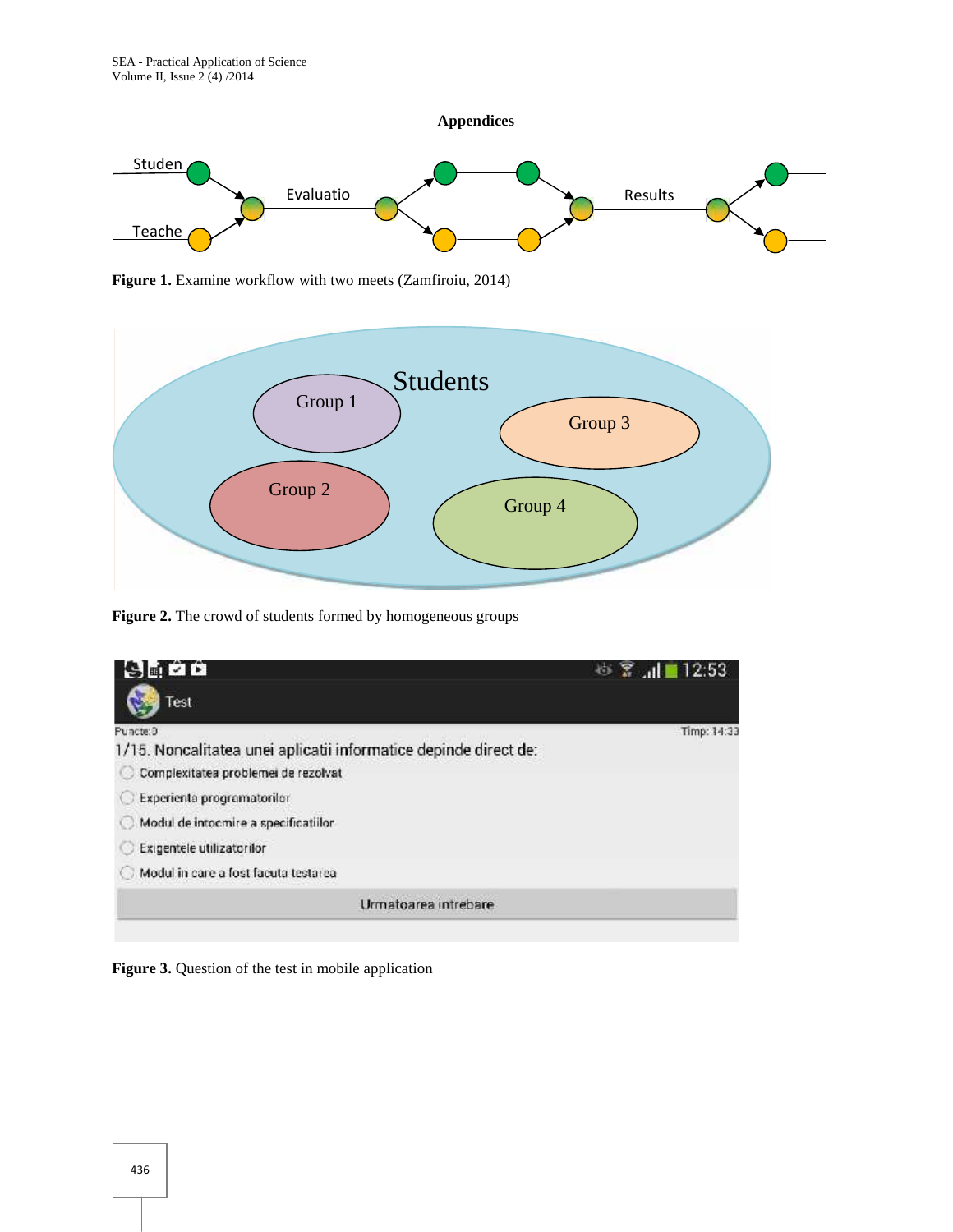**Appendices**

**Figure 1.** Examine workflow with two meets (Zamfiroiu, 2014)

**Figure 2.** The crowd of students formed by homogeneous groups

**Figure 3.** Question of the test in mobile application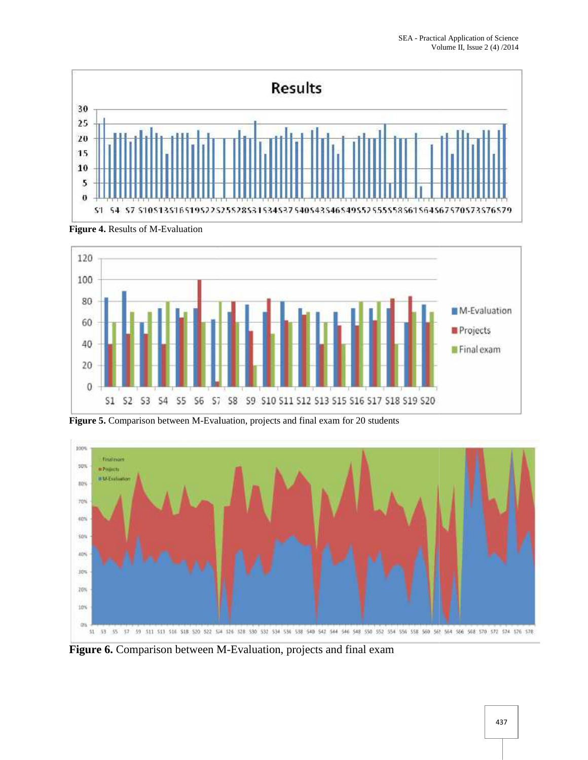Figure 4. Results of M-Evaluation

Figure 5. Comparison between M-Evaluation, projects and final exam for 20 students

Figure 6. Comparison between M-Evaluation, projects and final exam